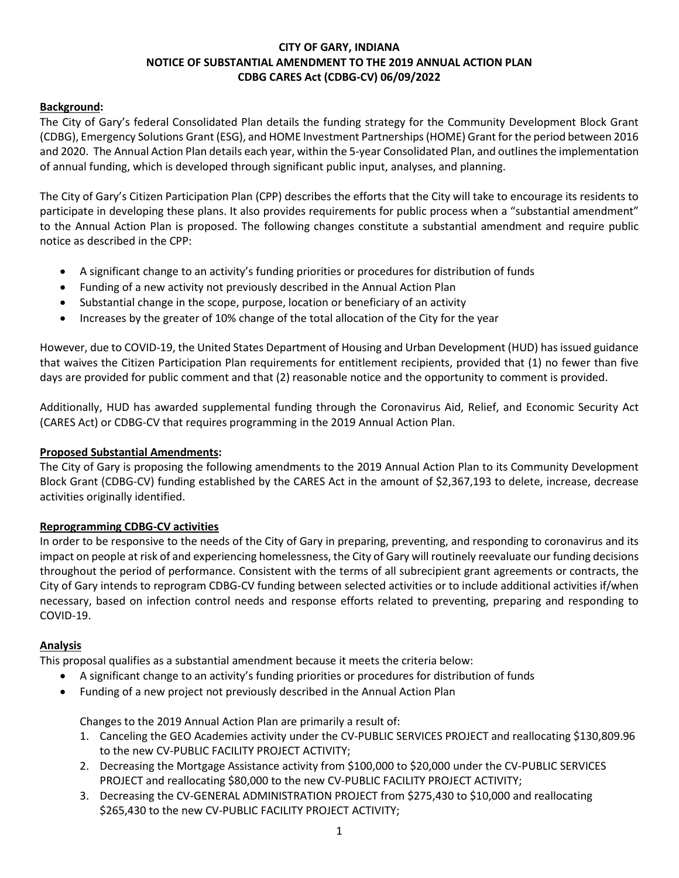# CITY OF GARY, INDIANA
## NOTICE OF SUBSTANTIAL AMENDMENT TO THE 2019 ANNUAL ACTION PLAN
## CDBG CARES Act (CDBG-CV) 06/09/2022

**Background:**

The City of Gary's federal Consolidated Plan details the funding strategy for the Community Development Block Grant (CDBG), Emergency Solutions Grant (ESG), and HOME Investment Partnerships (HOME) Grant for the period between 2016 and 2020. The Annual Action Plan details each year, within the 5-year Consolidated Plan, and outlines the implementation of annual funding, which is developed through significant public input, analyses, and planning.

The City of Gary's Citizen Participation Plan (CPP) describes the efforts that the City will take to encourage its residents to participate in developing these plans. It also provides requirements for public process when a "substantial amendment" to the Annual Action Plan is proposed. The following changes constitute a substantial amendment and require public notice as described in the CPP:

- A significant change to an activity's funding priorities or procedures for distribution of funds
- Funding of a new activity not previously described in the Annual Action Plan
- Substantial change in the scope, purpose, location or beneficiary of an activity
- Increases by the greater of 10% change of the total allocation of the City for the year

However, due to COVID-19, the United States Department of Housing and Urban Development (HUD) has issued guidance that waives the Citizen Participation Plan requirements for entitlement recipients, provided that (1) no fewer than five days are provided for public comment and that (2) reasonable notice and the opportunity to comment is provided.

Additionally, HUD has awarded supplemental funding through the Coronavirus Aid, Relief, and Economic Security Act (CARES Act) or CDBG-CV that requires programming in the 2019 Annual Action Plan.

**Proposed Substantial Amendments:**

The City of Gary is proposing the following amendments to the 2019 Annual Action Plan to its Community Development Block Grant (CDBG-CV) funding established by the CARES Act in the amount of $2,367,193 to delete, increase, decrease activities originally identified.

**Reprogramming CDBG-CV activities**

In order to be responsive to the needs of the City of Gary in preparing, preventing, and responding to coronavirus and its impact on people at risk of and experiencing homelessness, the City of Gary will routinely reevaluate our funding decisions throughout the period of performance. Consistent with the terms of all subrecipient grant agreements or contracts, the City of Gary intends to reprogram CDBG-CV funding between selected activities or to include additional activities if/when necessary, based on infection control needs and response efforts related to preventing, preparing and responding to COVID-19.

**Analysis**

This proposal qualifies as a substantial amendment because it meets the criteria below:

- A significant change to an activity's funding priorities or procedures for distribution of funds
- Funding of a new project not previously described in the Annual Action Plan

Changes to the 2019 Annual Action Plan are primarily a result of:

1. Canceling the GEO Academies activity under the CV-PUBLIC SERVICES PROJECT and reallocating $130,809.96 to the new CV-PUBLIC FACILITY PROJECT ACTIVITY;
2. Decreasing the Mortgage Assistance activity from $100,000 to $20,000 under the CV-PUBLIC SERVICES PROJECT and reallocating $80,000 to the new CV-PUBLIC FACILITY PROJECT ACTIVITY;
3. Decreasing the CV-GENERAL ADMINISTRATION PROJECT from $275,430 to $10,000 and reallocating $265,430 to the new CV-PUBLIC FACILITY PROJECT ACTIVITY;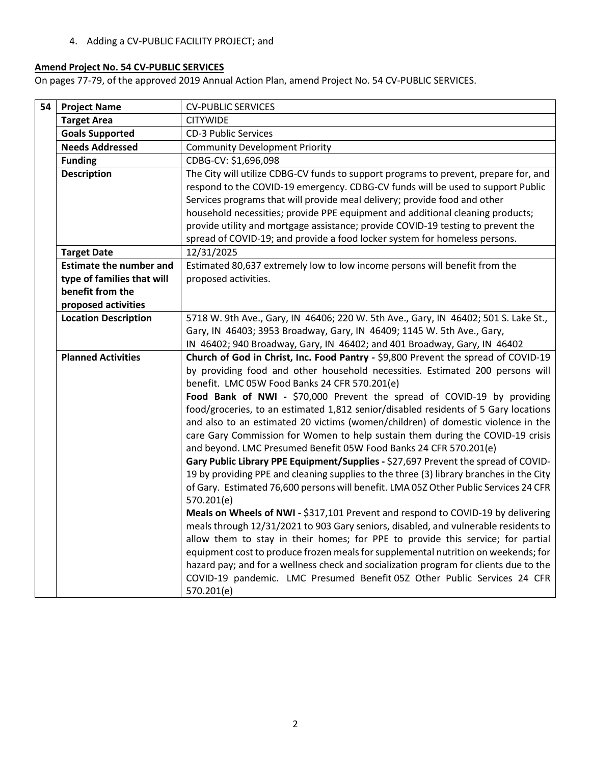4. Adding a CV-PUBLIC FACILITY PROJECT; and

**Amend Project No. 54 CV-PUBLIC SERVICES**

On pages 77-79, of the approved 2019 Annual Action Plan, amend Project No. 54 CV-PUBLIC SERVICES.

| 54 | | |
|---|---|---|
| | **Project Name** | CV-PUBLIC SERVICES |
| | **Target Area** | CITYWIDE |
| | **Goals Supported** | CD-3 Public Services |
| | **Needs Addressed** | Community Development Priority |
| | **Funding** | CDBG-CV: $1,696,098 |
| | **Description** | The City will utilize CDBG-CV funds to support programs to prevent, prepare for, and respond to the COVID-19 emergency. CDBG-CV funds will be used to support Public Services programs that will provide meal delivery; provide food and other household necessities; provide PPE equipment and additional cleaning products; provide utility and mortgage assistance; provide COVID-19 testing to prevent the spread of COVID-19; and provide a food locker system for homeless persons. |
| | **Target Date** | 12/31/2025 |
| | **Estimate the number and type of families that will benefit from the proposed activities** | Estimated 80,637 extremely low to low income persons will benefit from the proposed activities. |
| | **Location Description** | 5718 W. 9th Ave., Gary, IN 46406; 220 W. 5th Ave., Gary, IN 46402; 501 S. Lake St., Gary, IN 46403; 3953 Broadway, Gary, IN 46409; 1145 W. 5th Ave., Gary, IN 46402; 940 Broadway, Gary, IN 46402; and 401 Broadway, Gary, IN 46402 |
| | **Planned Activities** | **Church of God in Christ, Inc. Food Pantry -** $9,800 Prevent the spread of COVID-19 by providing food and other household necessities. Estimated 200 persons will benefit. LMC 05W Food Banks 24 CFR 570.201(e)<br>**Food Bank of NWI -** $70,000 Prevent the spread of COVID-19 by providing food/groceries, to an estimated 1,812 senior/disabled residents of 5 Gary locations and also to an estimated 20 victims (women/children) of domestic violence in the care Gary Commission for Women to help sustain them during the COVID-19 crisis and beyond. LMC Presumed Benefit 05W Food Banks 24 CFR 570.201(e)<br>**Gary Public Library PPE Equipment/Supplies -** $27,697 Prevent the spread of COVID-19 by providing PPE and cleaning supplies to the three (3) library branches in the City of Gary. Estimated 76,600 persons will benefit. LMA 05Z Other Public Services 24 CFR 570.201(e)<br>**Meals on Wheels of NWI -** $317,101 Prevent and respond to COVID-19 by delivering meals through 12/31/2021 to 903 Gary seniors, disabled, and vulnerable residents to allow them to stay in their homes; for PPE to provide this service; for partial equipment cost to produce frozen meals for supplemental nutrition on weekends; for hazard pay; and for a wellness check and socialization program for clients due to the COVID-19 pandemic. LMC Presumed Benefit 05Z Other Public Services 24 CFR 570.201(e) |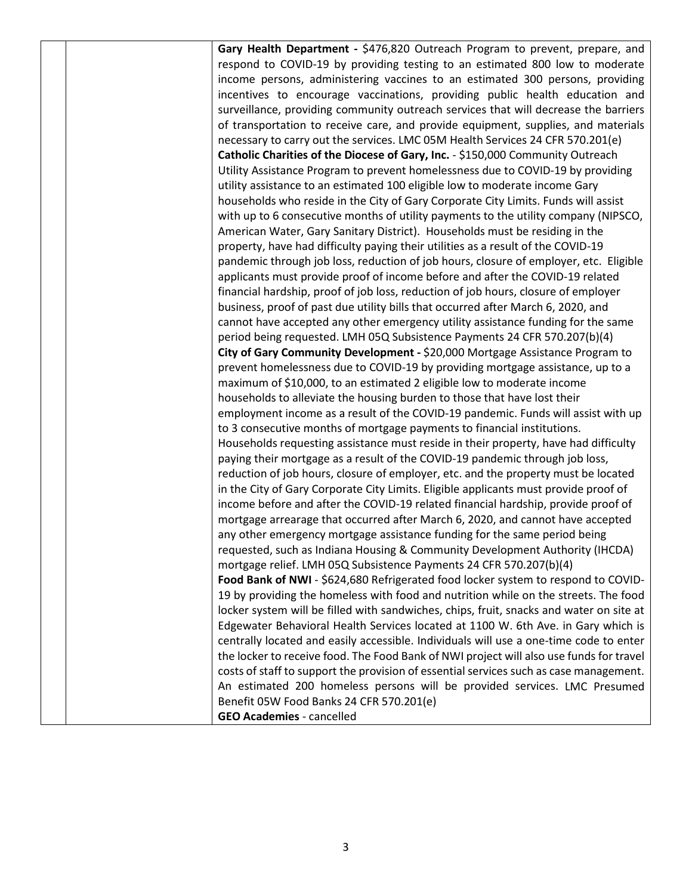| | | |
|---|---|---|
| | | **Gary Health Department -** $476,820 Outreach Program to prevent, prepare, and respond to COVID-19 by providing testing to an estimated 800 low to moderate income persons, administering vaccines to an estimated 300 persons, providing incentives to encourage vaccinations, providing public health education and surveillance, providing community outreach services that will decrease the barriers of transportation to receive care, and provide equipment, supplies, and materials necessary to carry out the services. LMC 05M Health Services 24 CFR 570.201(e)<br>**Catholic Charities of the Diocese of Gary, Inc.** - $150,000 Community Outreach Utility Assistance Program to prevent homelessness due to COVID-19 by providing utility assistance to an estimated 100 eligible low to moderate income Gary households who reside in the City of Gary Corporate City Limits. Funds will assist with up to 6 consecutive months of utility payments to the utility company (NIPSCO, American Water, Gary Sanitary District). Households must be residing in the property, have had difficulty paying their utilities as a result of the COVID-19 pandemic through job loss, reduction of job hours, closure of employer, etc. Eligible applicants must provide proof of income before and after the COVID-19 related financial hardship, proof of job loss, reduction of job hours, closure of employer business, proof of past due utility bills that occurred after March 6, 2020, and cannot have accepted any other emergency utility assistance funding for the same period being requested. LMH 05Q Subsistence Payments 24 CFR 570.207(b)(4)<br>**City of Gary Community Development -** $20,000 Mortgage Assistance Program to prevent homelessness due to COVID-19 by providing mortgage assistance, up to a maximum of $10,000, to an estimated 2 eligible low to moderate income households to alleviate the housing burden to those that have lost their employment income as a result of the COVID-19 pandemic. Funds will assist with up to 3 consecutive months of mortgage payments to financial institutions. Households requesting assistance must reside in their property, have had difficulty paying their mortgage as a result of the COVID-19 pandemic through job loss, reduction of job hours, closure of employer, etc. and the property must be located in the City of Gary Corporate City Limits. Eligible applicants must provide proof of income before and after the COVID-19 related financial hardship, provide proof of mortgage arrearage that occurred after March 6, 2020, and cannot have accepted any other emergency mortgage assistance funding for the same period being requested, such as Indiana Housing & Community Development Authority (IHCDA) mortgage relief. LMH 05Q Subsistence Payments 24 CFR 570.207(b)(4)<br>**Food Bank of NWI** - $624,680 Refrigerated food locker system to respond to COVID-19 by providing the homeless with food and nutrition while on the streets. The food locker system will be filled with sandwiches, chips, fruit, snacks and water on site at Edgewater Behavioral Health Services located at 1100 W. 6th Ave. in Gary which is centrally located and easily accessible. Individuals will use a one-time code to enter the locker to receive food. The Food Bank of NWI project will also use funds for travel costs of staff to support the provision of essential services such as case management. An estimated 200 homeless persons will be provided services. LMC Presumed Benefit 05W Food Banks 24 CFR 570.201(e)<br>**GEO Academies** - cancelled |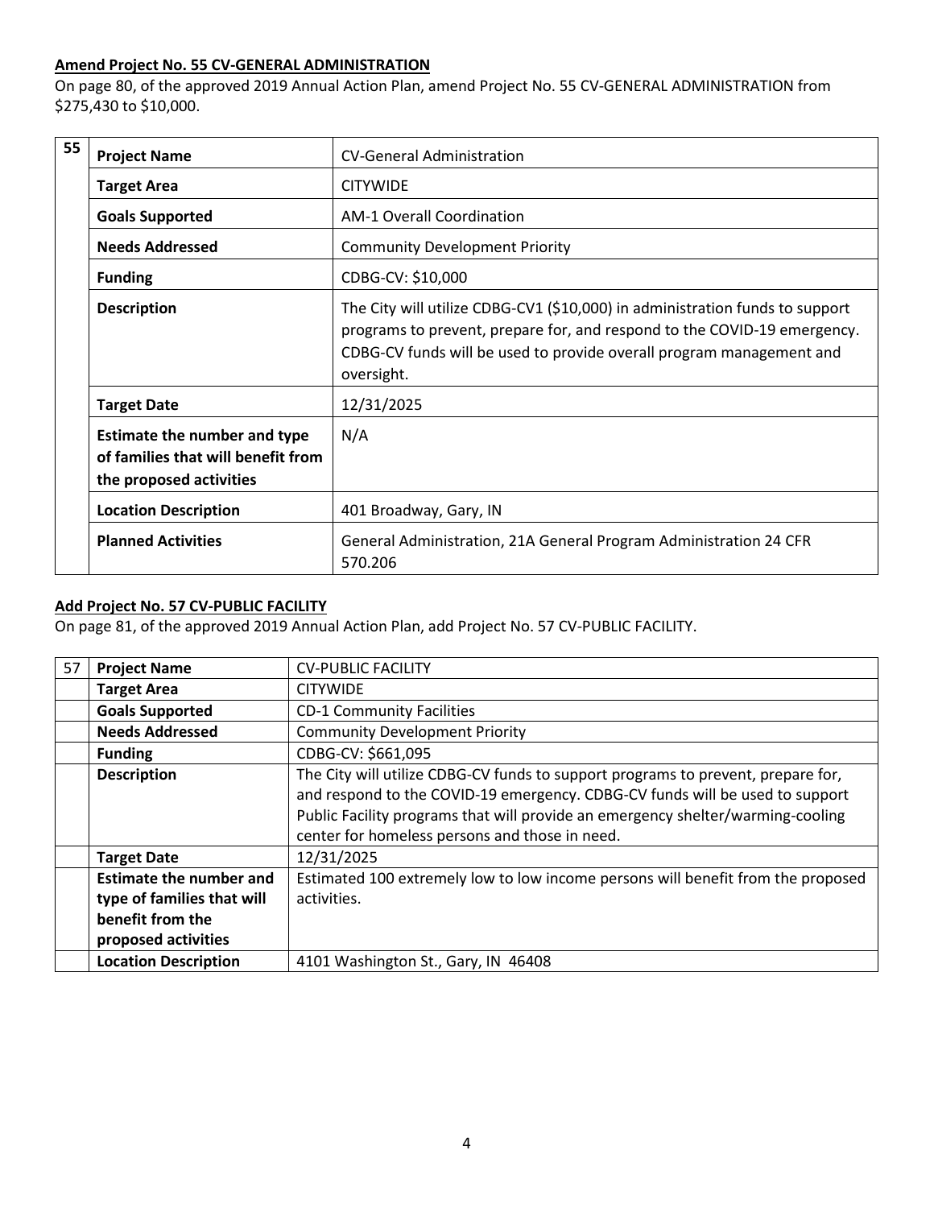**Amend Project No. 55 CV-GENERAL ADMINISTRATION**

On page 80, of the approved 2019 Annual Action Plan, amend Project No. 55 CV-GENERAL ADMINISTRATION from $275,430 to $10,000.

| 55 | | |
|---|---|---|
| | **Project Name** | CV-General Administration |
| | **Target Area** | CITYWIDE |
| | **Goals Supported** | AM-1 Overall Coordination |
| | **Needs Addressed** | Community Development Priority |
| | **Funding** | CDBG-CV: $10,000 |
| | **Description** | The City will utilize CDBG-CV1 ($10,000) in administration funds to support programs to prevent, prepare for, and respond to the COVID-19 emergency. CDBG-CV funds will be used to provide overall program management and oversight. |
| | **Target Date** | 12/31/2025 |
| | **Estimate the number and type of families that will benefit from the proposed activities** | N/A |
| | **Location Description** | 401 Broadway, Gary, IN |
| | **Planned Activities** | General Administration, 21A General Program Administration 24 CFR 570.206 |

**Add Project No. 57 CV-PUBLIC FACILITY**

On page 81, of the approved 2019 Annual Action Plan, add Project No. 57 CV-PUBLIC FACILITY.

| 57 | **Project Name** | CV-PUBLIC FACILITY |
|---|---|---|
| | **Target Area** | CITYWIDE |
| | **Goals Supported** | CD-1 Community Facilities |
| | **Needs Addressed** | Community Development Priority |
| | **Funding** | CDBG-CV: $661,095 |
| | **Description** | The City will utilize CDBG-CV funds to support programs to prevent, prepare for, and respond to the COVID-19 emergency. CDBG-CV funds will be used to support Public Facility programs that will provide an emergency shelter/warming-cooling center for homeless persons and those in need. |
| | **Target Date** | 12/31/2025 |
| | **Estimate the number and type of families that will benefit from the proposed activities** | Estimated 100 extremely low to low income persons will benefit from the proposed activities. |
| | **Location Description** | 4101 Washington St., Gary, IN 46408 |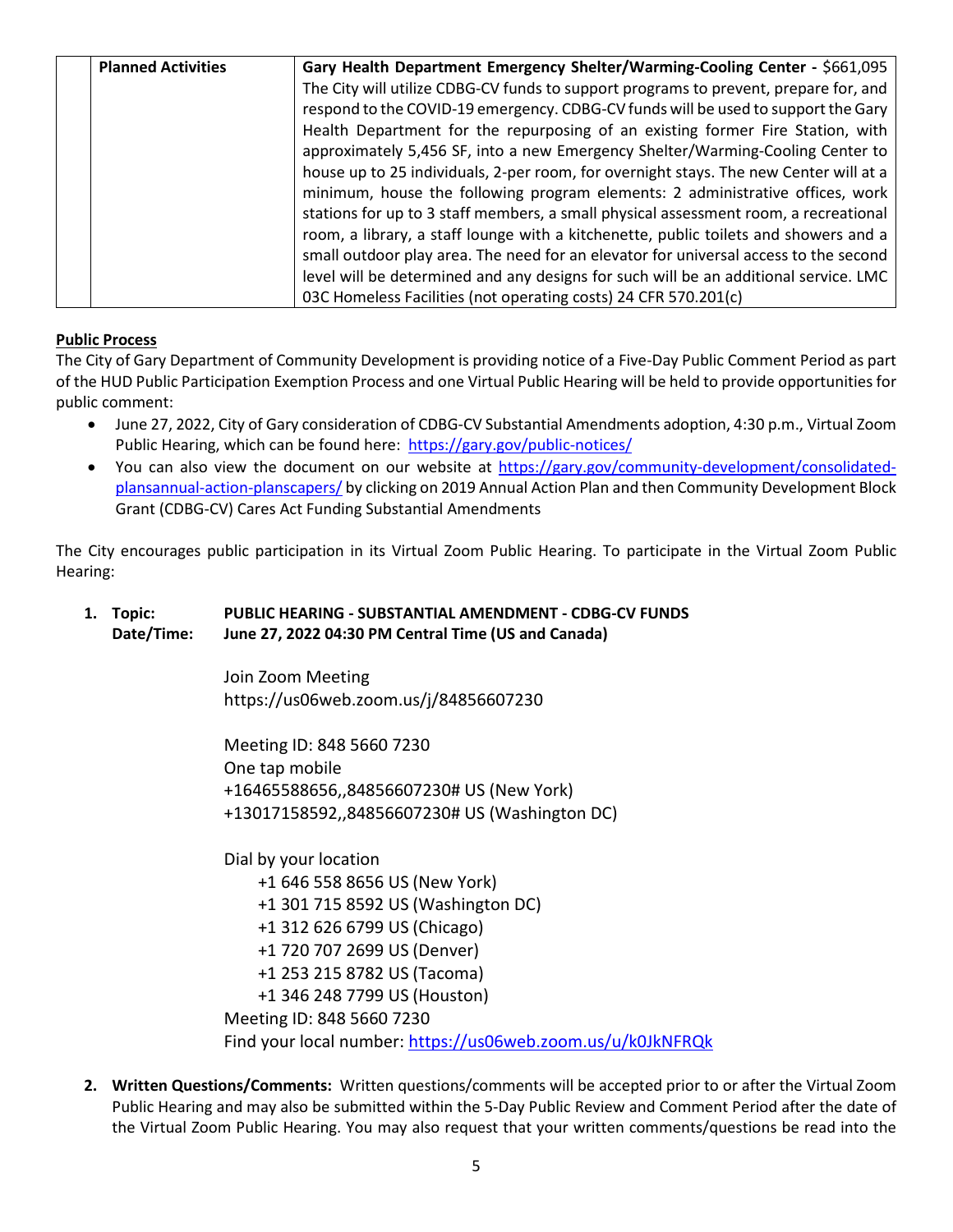| | Planned Activities | **Gary Health Department Emergency Shelter/Warming-Cooling Center -** $661,095<br>The City will utilize CDBG-CV funds to support programs to prevent, prepare for, and respond to the COVID-19 emergency. CDBG-CV funds will be used to support the Gary Health Department for the repurposing of an existing former Fire Station, with approximately 5,456 SF, into a new Emergency Shelter/Warming-Cooling Center to house up to 25 individuals, 2-per room, for overnight stays. The new Center will at a minimum, house the following program elements: 2 administrative offices, work stations for up to 3 staff members, a small physical assessment room, a recreational room, a library, a staff lounge with a kitchenette, public toilets and showers and a small outdoor play area. The need for an elevator for universal access to the second level will be determined and any designs for such will be an additional service. LMC 03C Homeless Facilities (not operating costs) 24 CFR 570.201(c) |
|---|---|---|

**Public Process**

The City of Gary Department of Community Development is providing notice of a Five-Day Public Comment Period as part of the HUD Public Participation Exemption Process and one Virtual Public Hearing will be held to provide opportunities for public comment:

- June 27, 2022, City of Gary consideration of CDBG-CV Substantial Amendments adoption, 4:30 p.m., Virtual Zoom Public Hearing, which can be found here: https://gary.gov/public-notices/
- You can also view the document on our website at https://gary.gov/community-development/consolidated-plansannual-action-planscapers/ by clicking on 2019 Annual Action Plan and then Community Development Block Grant (CDBG-CV) Cares Act Funding Substantial Amendments

The City encourages public participation in its Virtual Zoom Public Hearing. To participate in the Virtual Zoom Public Hearing:

1. **Topic: PUBLIC HEARING - SUBSTANTIAL AMENDMENT - CDBG-CV FUNDS**
   **Date/Time: June 27, 2022 04:30 PM Central Time (US and Canada)**

   Join Zoom Meeting
   https://us06web.zoom.us/j/84856607230

   Meeting ID: 848 5660 7230
   One tap mobile
   +16465588656,,84856607230# US (New York)
   +13017158592,,84856607230# US (Washington DC)

   Dial by your location
   +1 646 558 8656 US (New York)
   +1 301 715 8592 US (Washington DC)
   +1 312 626 6799 US (Chicago)
   +1 720 707 2699 US (Denver)
   +1 253 215 8782 US (Tacoma)
   +1 346 248 7799 US (Houston)
   Meeting ID: 848 5660 7230
   Find your local number: https://us06web.zoom.us/u/k0JkNFRQk

2. **Written Questions/Comments:** Written questions/comments will be accepted prior to or after the Virtual Zoom Public Hearing and may also be submitted within the 5-Day Public Review and Comment Period after the date of the Virtual Zoom Public Hearing. You may also request that your written comments/questions be read into the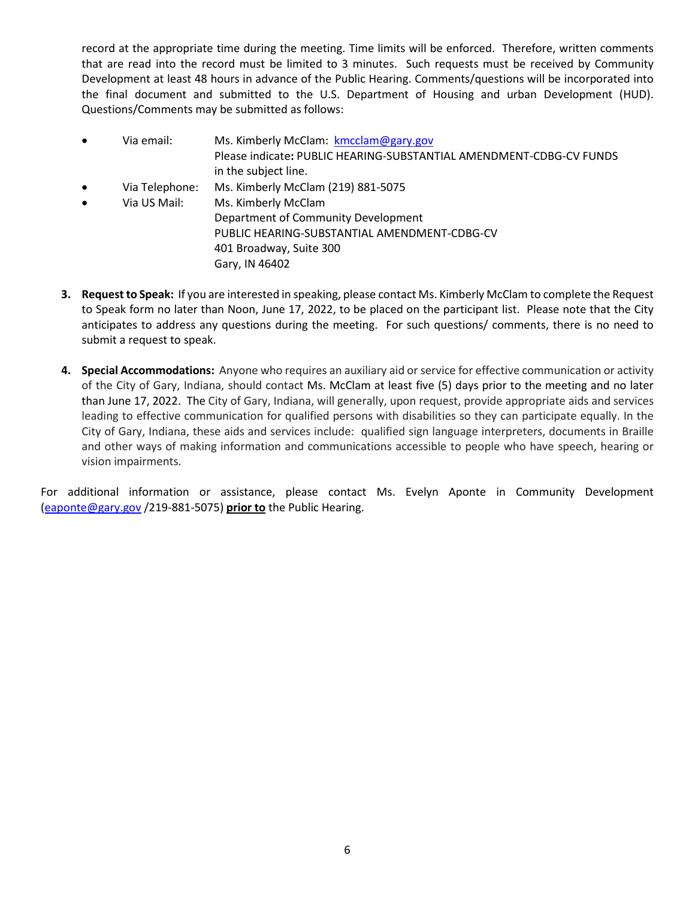record at the appropriate time during the meeting. Time limits will be enforced. Therefore, written comments that are read into the record must be limited to 3 minutes. Such requests must be received by Community Development at least 48 hours in advance of the Public Hearing. Comments/questions will be incorporated into the final document and submitted to the U.S. Department of Housing and urban Development (HUD). Questions/Comments may be submitted as follows:

- Via email: Ms. Kimberly McClam: [kmcclam@gary.gov](mailto:kmcclam@gary.gov)
  Please indicate**:** PUBLIC HEARING-SUBSTANTIAL AMENDMENT-CDBG-CV FUNDS in the subject line.
- Via Telephone: Ms. Kimberly McClam (219) 881-5075
- Via US Mail: Ms. Kimberly McClam
  Department of Community Development
  PUBLIC HEARING-SUBSTANTIAL AMENDMENT-CDBG-CV
  401 Broadway, Suite 300
  Gary, IN 46402

3. **Request to Speak:** If you are interested in speaking, please contact Ms. Kimberly McClam to complete the Request to Speak form no later than Noon, June 17, 2022, to be placed on the participant list. Please note that the City anticipates to address any questions during the meeting. For such questions/ comments, there is no need to submit a request to speak.

4. **Special Accommodations:** Anyone who requires an auxiliary aid or service for effective communication or activity of the City of Gary, Indiana, should contact Ms. McClam at least five (5) days prior to the meeting and no later than June 17, 2022. The City of Gary, Indiana, will generally, upon request, provide appropriate aids and services leading to effective communication for qualified persons with disabilities so they can participate equally. In the City of Gary, Indiana, these aids and services include: qualified sign language interpreters, documents in Braille and other ways of making information and communications accessible to people who have speech, hearing or vision impairments.

For additional information or assistance, please contact Ms. Evelyn Aponte in Community Development ([eaponte@gary.gov](mailto:eaponte@gary.gov) /219-881-5075) **prior to** the Public Hearing.